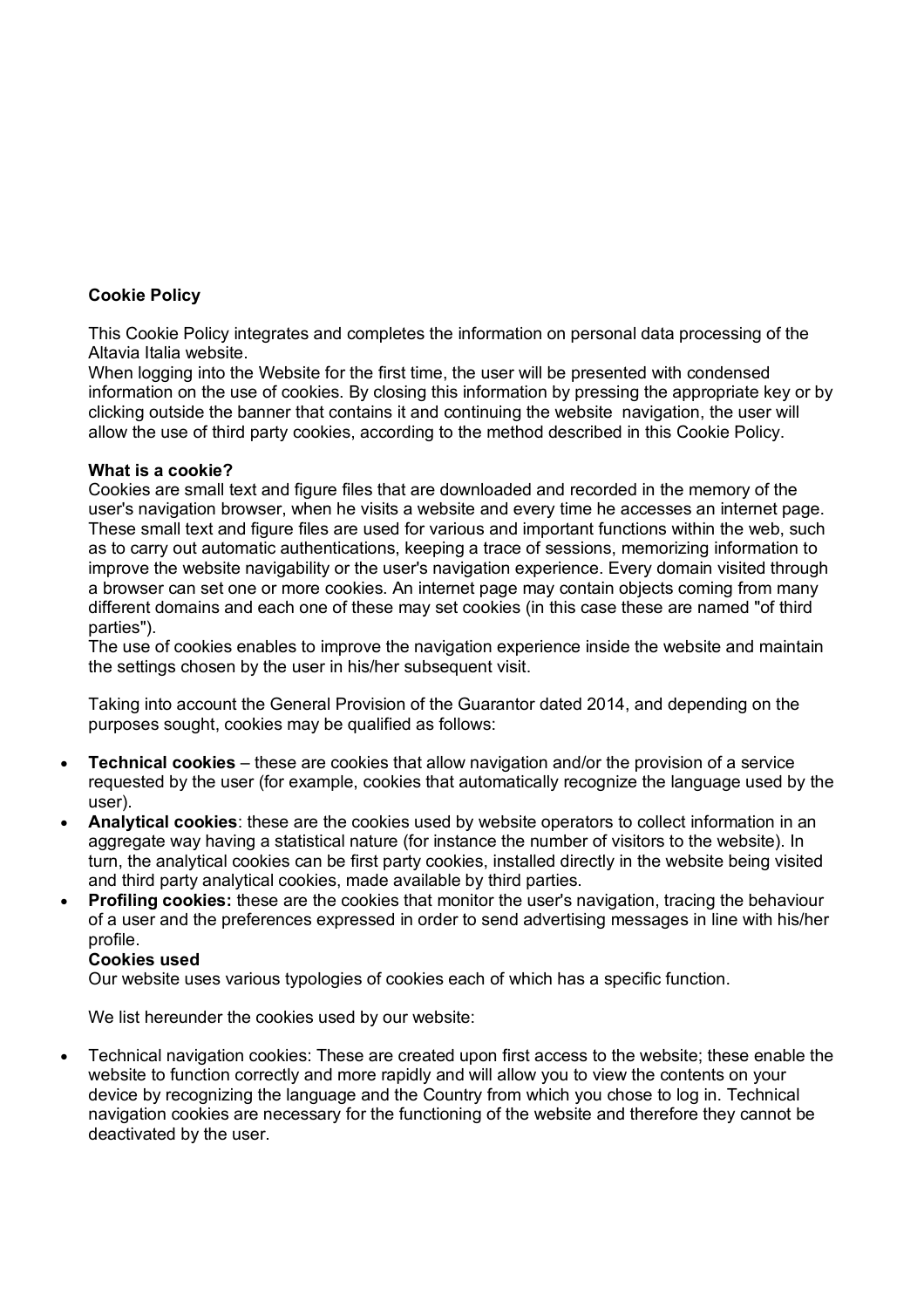**Cookie Policy**

This Cookie Policy integrates and completes the information on personal data processing of the Altavia Italia website.
When logging into the Website for the first time, the user will be presented with condensed information on the use of cookies. By closing this information by pressing the appropriate key or by clicking outside the banner that contains it and continuing the website navigation, the user will allow the use of third party cookies, according to the method described in this Cookie Policy.

**What is a cookie?**
Cookies are small text and figure files that are downloaded and recorded in the memory of the user's navigation browser, when he visits a website and every time he accesses an internet page. These small text and figure files are used for various and important functions within the web, such as to carry out automatic authentications, keeping a trace of sessions, memorizing information to improve the website navigability or the user's navigation experience. Every domain visited through a browser can set one or more cookies. An internet page may contain objects coming from many different domains and each one of these may set cookies (in this case these are named "of third parties").
The use of cookies enables to improve the navigation experience inside the website and maintain the settings chosen by the user in his/her subsequent visit.

Taking into account the General Provision of the Guarantor dated 2014, and depending on the purposes sought, cookies may be qualified as follows:

- **Technical cookies** – these are cookies that allow navigation and/or the provision of a service requested by the user (for example, cookies that automatically recognize the language used by the user).
- **Analytical cookies**: these are the cookies used by website operators to collect information in an aggregate way having a statistical nature (for instance the number of visitors to the website). In turn, the analytical cookies can be first party cookies, installed directly in the website being visited and third party analytical cookies, made available by third parties.
- **Profiling cookies:** these are the cookies that monitor the user's navigation, tracing the behaviour of a user and the preferences expressed in order to send advertising messages in line with his/her profile.

**Cookies used**
Our website uses various typologies of cookies each of which has a specific function.

We list hereunder the cookies used by our website:

- Technical navigation cookies: These are created upon first access to the website; these enable the website to function correctly and more rapidly and will allow you to view the contents on your device by recognizing the language and the Country from which you chose to log in. Technical navigation cookies are necessary for the functioning of the website and therefore they cannot be deactivated by the user.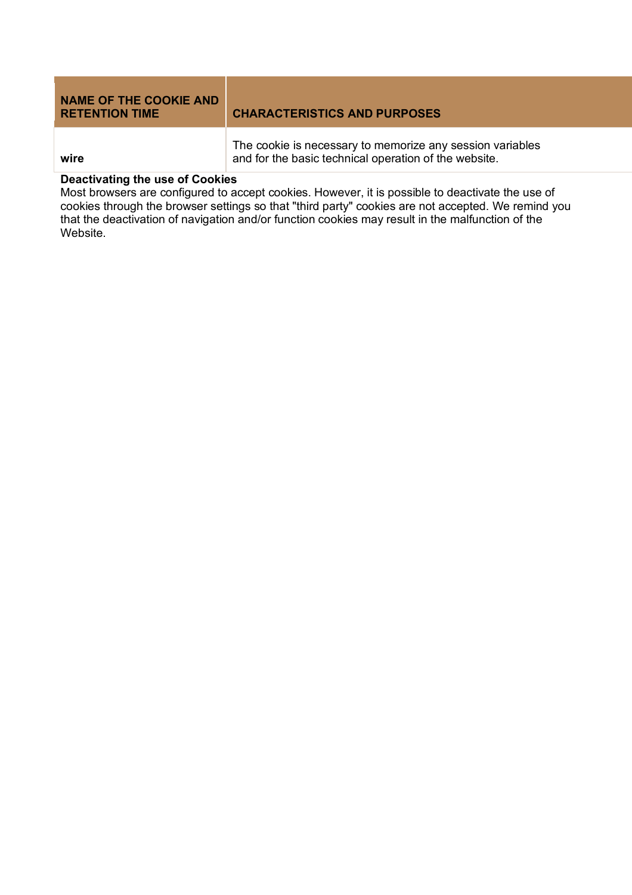| NAME OF THE COOKIE AND RETENTION TIME | CHARACTERISTICS AND PURPOSES |
| --- | --- |
| **wire** | The cookie is necessary to memorize any session variables and for the basic technical operation of the website. |

**Deactivating the use of Cookies**

Most browsers are configured to accept cookies. However, it is possible to deactivate the use of cookies through the browser settings so that "third party" cookies are not accepted. We remind you that the deactivation of navigation and/or function cookies may result in the malfunction of the Website.